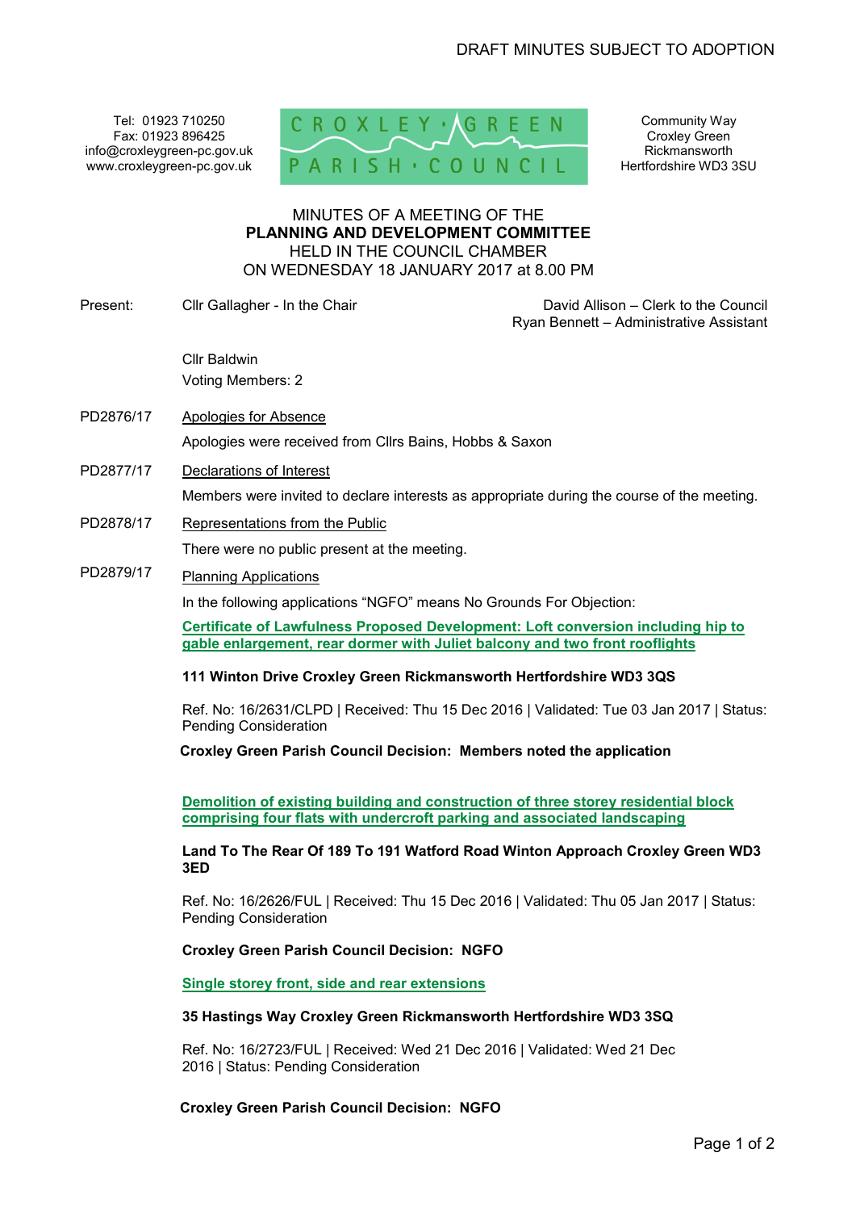DRAFT MINUTES SUBJECT TO ADOPTION

Tel: 01923 710250
Fax: 01923 896425
info@croxleygreen-pc.gov.uk
www.croxleygreen-pc.gov.uk

CROXLEY GREEN PARISH COUNCIL

Community Way
Croxley Green
Rickmansworth
Hertfordshire WD3 3SU

MINUTES OF A MEETING OF THE
**PLANNING AND DEVELOPMENT COMMITTEE**
HELD IN THE COUNCIL CHAMBER
ON WEDNESDAY 18 JANUARY 2017 at 8.00 PM

Present: Cllr Gallagher - In the Chair

David Allison – Clerk to the Council
Ryan Bennett – Administrative Assistant

Cllr Baldwin
Voting Members: 2

PD2876/17 Apologies for Absence

Apologies were received from Cllrs Bains, Hobbs & Saxon

PD2877/17 Declarations of Interest

Members were invited to declare interests as appropriate during the course of the meeting.

PD2878/17 Representations from the Public

There were no public present at the meeting.

PD2879/17 Planning Applications

In the following applications "NGFO" means No Grounds For Objection:

**Certificate of Lawfulness Proposed Development: Loft conversion including hip to gable enlargement, rear dormer with Juliet balcony and two front rooflights**

**111 Winton Drive Croxley Green Rickmansworth Hertfordshire WD3 3QS**

Ref. No: 16/2631/CLPD | Received: Thu 15 Dec 2016 | Validated: Tue 03 Jan 2017 | Status: Pending Consideration

**Croxley Green Parish Council Decision: Members noted the application**

**Demolition of existing building and construction of three storey residential block comprising four flats with undercroft parking and associated landscaping**

**Land To The Rear Of 189 To 191 Watford Road Winton Approach Croxley Green WD3 3ED**

Ref. No: 16/2626/FUL | Received: Thu 15 Dec 2016 | Validated: Thu 05 Jan 2017 | Status: Pending Consideration

**Croxley Green Parish Council Decision: NGFO**

**Single storey front, side and rear extensions**

**35 Hastings Way Croxley Green Rickmansworth Hertfordshire WD3 3SQ**

Ref. No: 16/2723/FUL | Received: Wed 21 Dec 2016 | Validated: Wed 21 Dec 2016 | Status: Pending Consideration

**Croxley Green Parish Council Decision: NGFO**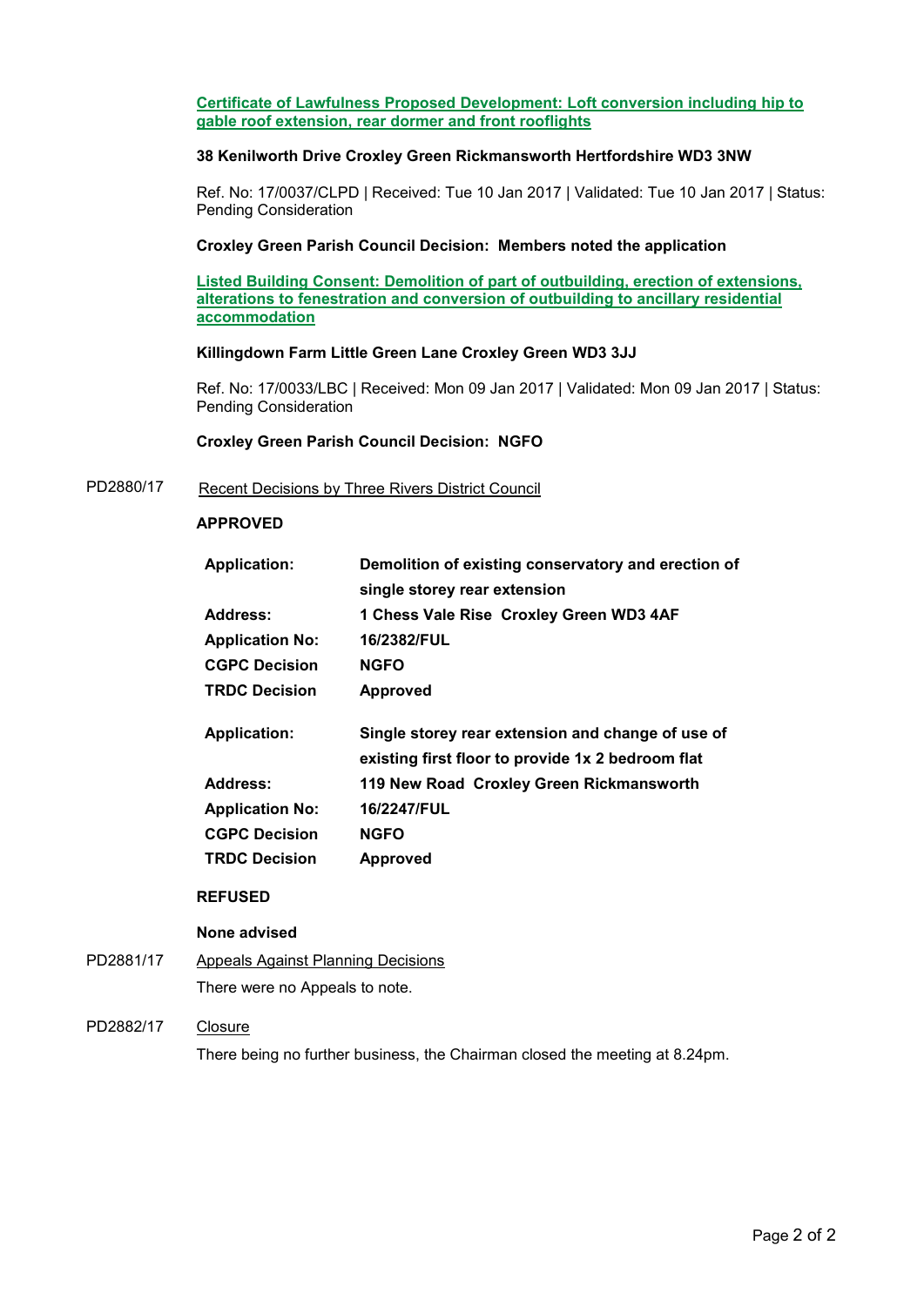**Certificate of Lawfulness Proposed Development: Loft conversion including hip to gable roof extension, rear dormer and front rooflights**

**38 Kenilworth Drive Croxley Green Rickmansworth Hertfordshire WD3 3NW**

Ref. No: 17/0037/CLPD | Received: Tue 10 Jan 2017 | Validated: Tue 10 Jan 2017 | Status: Pending Consideration

**Croxley Green Parish Council Decision: Members noted the application**

**Listed Building Consent: Demolition of part of outbuilding, erection of extensions, alterations to fenestration and conversion of outbuilding to ancillary residential accommodation**

**Killingdown Farm Little Green Lane Croxley Green WD3 3JJ**

Ref. No: 17/0033/LBC | Received: Mon 09 Jan 2017 | Validated: Mon 09 Jan 2017 | Status: Pending Consideration

**Croxley Green Parish Council Decision: NGFO**

PD2880/17 Recent Decisions by Three Rivers District Council

**APPROVED**

| | |
|---|---|
| **Application:** | **Demolition of existing conservatory and erection of single storey rear extension** |
| **Address:** | **1 Chess Vale Rise Croxley Green WD3 4AF** |
| **Application No:** | **16/2382/FUL** |
| **CGPC Decision** | **NGFO** |
| **TRDC Decision** | **Approved** |

| | |
|---|---|
| **Application:** | **Single storey rear extension and change of use of existing first floor to provide 1x 2 bedroom flat** |
| **Address:** | **119 New Road Croxley Green Rickmansworth** |
| **Application No:** | **16/2247/FUL** |
| **CGPC Decision** | **NGFO** |
| **TRDC Decision** | **Approved** |

**REFUSED**

**None advised**

PD2881/17 Appeals Against Planning Decisions

There were no Appeals to note.

PD2882/17 Closure

There being no further business, the Chairman closed the meeting at 8.24pm.